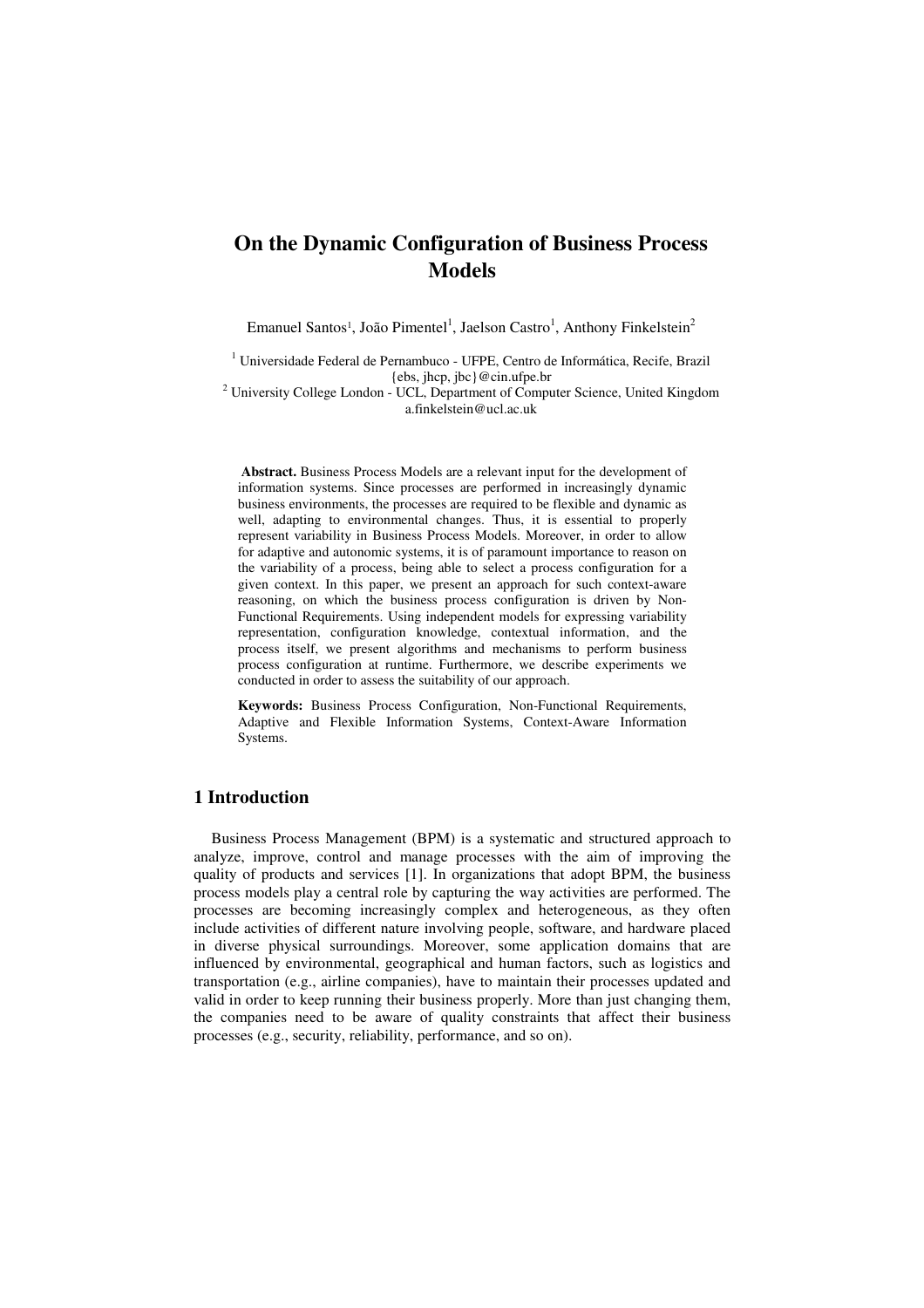# On the Dynamic Configuration of Business Process Models

Emanuel Santos[1], João Pimentel[1], Jaelson Castro[1], Anthony Finkelstein[2]

[1] Universidade Federal de Pernambuco - UFPE, Centro de Informática, Recife, Brazil
{ebs, jhcp, jbc}@cin.ufpe.br
[2] University College London - UCL, Department of Computer Science, United Kingdom
a.finkelstein@ucl.ac.uk

**Abstract.** Business Process Models are a relevant input for the development of information systems. Since processes are performed in increasingly dynamic business environments, the processes are required to be flexible and dynamic as well, adapting to environmental changes. Thus, it is essential to properly represent variability in Business Process Models. Moreover, in order to allow for adaptive and autonomic systems, it is of paramount importance to reason on the variability of a process, being able to select a process configuration for a given context. In this paper, we present an approach for such context-aware reasoning, on which the business process configuration is driven by Non-Functional Requirements. Using independent models for expressing variability representation, configuration knowledge, contextual information, and the process itself, we present algorithms and mechanisms to perform business process configuration at runtime. Furthermore, we describe experiments we conducted in order to assess the suitability of our approach.

**Keywords:** Business Process Configuration, Non-Functional Requirements, Adaptive and Flexible Information Systems, Context-Aware Information Systems.

## 1 Introduction

Business Process Management (BPM) is a systematic and structured approach to analyze, improve, control and manage processes with the aim of improving the quality of products and services [1]. In organizations that adopt BPM, the business process models play a central role by capturing the way activities are performed. The processes are becoming increasingly complex and heterogeneous, as they often include activities of different nature involving people, software, and hardware placed in diverse physical surroundings. Moreover, some application domains that are influenced by environmental, geographical and human factors, such as logistics and transportation (e.g., airline companies), have to maintain their processes updated and valid in order to keep running their business properly. More than just changing them, the companies need to be aware of quality constraints that affect their business processes (e.g., security, reliability, performance, and so on).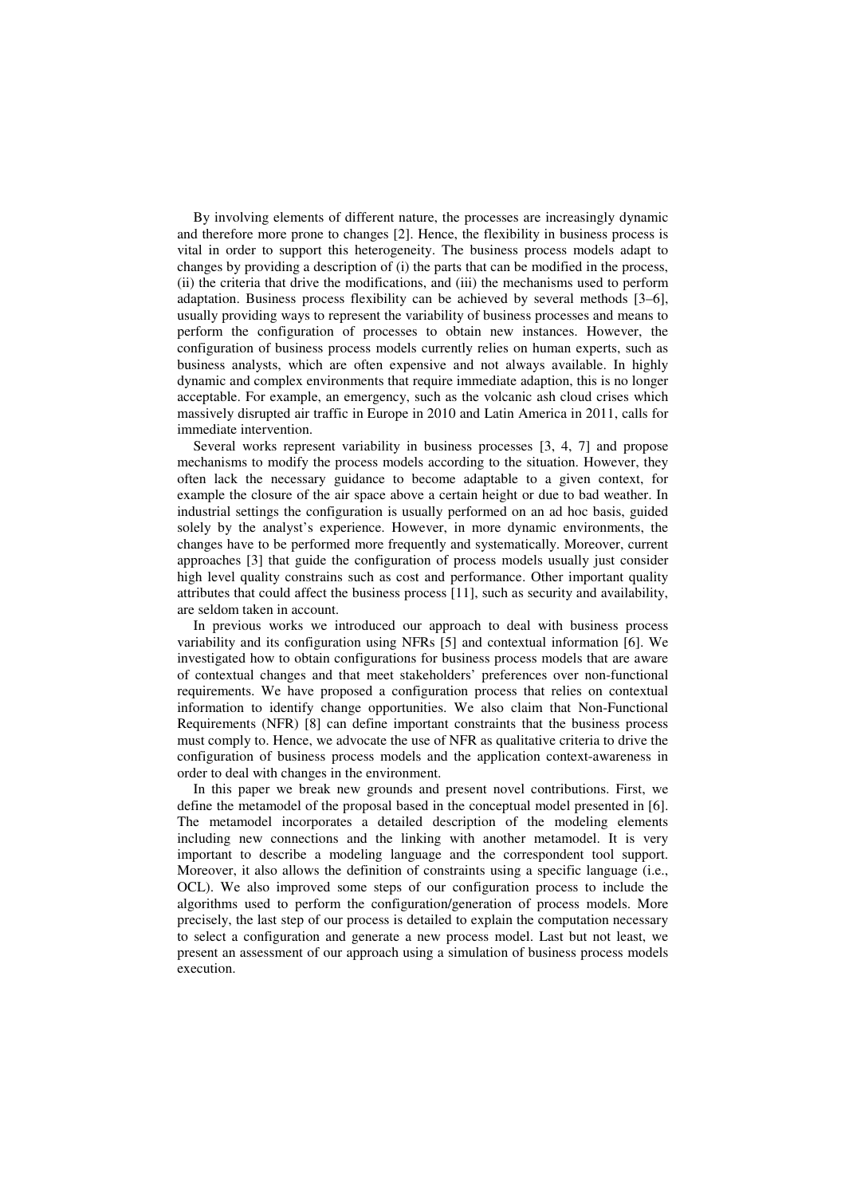By involving elements of different nature, the processes are increasingly dynamic and therefore more prone to changes [2]. Hence, the flexibility in business process is vital in order to support this heterogeneity. The business process models adapt to changes by providing a description of (i) the parts that can be modified in the process, (ii) the criteria that drive the modifications, and (iii) the mechanisms used to perform adaptation. Business process flexibility can be achieved by several methods [3–6], usually providing ways to represent the variability of business processes and means to perform the configuration of processes to obtain new instances. However, the configuration of business process models currently relies on human experts, such as business analysts, which are often expensive and not always available. In highly dynamic and complex environments that require immediate adaption, this is no longer acceptable. For example, an emergency, such as the volcanic ash cloud crises which massively disrupted air traffic in Europe in 2010 and Latin America in 2011, calls for immediate intervention.

Several works represent variability in business processes [3, 4, 7] and propose mechanisms to modify the process models according to the situation. However, they often lack the necessary guidance to become adaptable to a given context, for example the closure of the air space above a certain height or due to bad weather. In industrial settings the configuration is usually performed on an ad hoc basis, guided solely by the analyst's experience. However, in more dynamic environments, the changes have to be performed more frequently and systematically. Moreover, current approaches [3] that guide the configuration of process models usually just consider high level quality constrains such as cost and performance. Other important quality attributes that could affect the business process [11], such as security and availability, are seldom taken in account.

In previous works we introduced our approach to deal with business process variability and its configuration using NFRs [5] and contextual information [6]. We investigated how to obtain configurations for business process models that are aware of contextual changes and that meet stakeholders' preferences over non-functional requirements. We have proposed a configuration process that relies on contextual information to identify change opportunities. We also claim that Non-Functional Requirements (NFR) [8] can define important constraints that the business process must comply to. Hence, we advocate the use of NFR as qualitative criteria to drive the configuration of business process models and the application context-awareness in order to deal with changes in the environment.

In this paper we break new grounds and present novel contributions. First, we define the metamodel of the proposal based in the conceptual model presented in [6]. The metamodel incorporates a detailed description of the modeling elements including new connections and the linking with another metamodel. It is very important to describe a modeling language and the correspondent tool support. Moreover, it also allows the definition of constraints using a specific language (i.e., OCL). We also improved some steps of our configuration process to include the algorithms used to perform the configuration/generation of process models. More precisely, the last step of our process is detailed to explain the computation necessary to select a configuration and generate a new process model. Last but not least, we present an assessment of our approach using a simulation of business process models execution.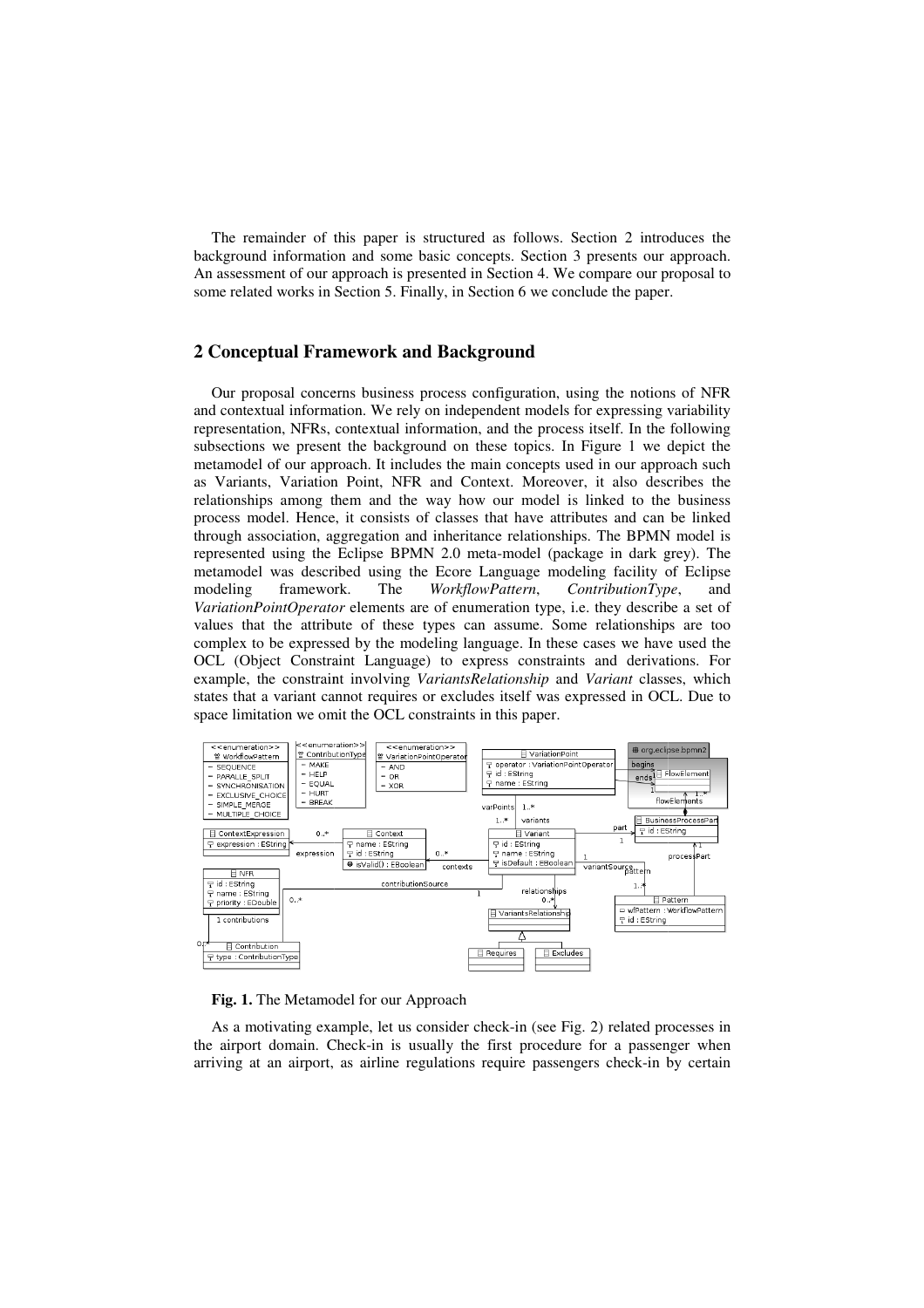The remainder of this paper is structured as follows. Section 2 introduces the background information and some basic concepts. Section 3 presents our approach. An assessment of our approach is presented in Section 4. We compare our proposal to some related works in Section 5. Finally, in Section 6 we conclude the paper.

## 2 Conceptual Framework and Background

Our proposal concerns business process configuration, using the notions of NFR and contextual information. We rely on independent models for expressing variability representation, NFRs, contextual information, and the process itself. In the following subsections we present the background on these topics. In Figure 1 we depict the metamodel of our approach. It includes the main concepts used in our approach such as Variants, Variation Point, NFR and Context. Moreover, it also describes the relationships among them and the way how our model is linked to the business process model. Hence, it consists of classes that have attributes and can be linked through association, aggregation and inheritance relationships. The BPMN model is represented using the Eclipse BPMN 2.0 meta-model (package in dark grey). The metamodel was described using the Ecore Language modeling facility of Eclipse modeling framework. The *WorkflowPattern*, *ContributionType*, and *VariationPointOperator* elements are of enumeration type, i.e. they describe a set of values that the attribute of these types can assume. Some relationships are too complex to be expressed by the modeling language. In these cases we have used the OCL (Object Constraint Language) to express constraints and derivations. For example, the constraint involving *VariantsRelationship* and *Variant* classes, which states that a variant cannot requires or excludes itself was expressed in OCL. Due to space limitation we omit the OCL constraints in this paper.

<<enumeration>> WorkflowPattern
- SEQUENCE
- PARALLE_SPLIT
- SYNCHRONISATION
- EXCLUSIVE_CHOICE
- SIMPLE_MERGE
- MULTIPLE_CHOICE

<<enumeration>> ContributionType
- MAKE
- HELP
- EQUAL
- HURT
- BREAK

<<enumeration>> VariationPointOperator
- AND
- OR
- XOR

VariationPoint: operator : VariationPointOperator; id : EString; name : EString

org.eclipse.bpmn2: FlowElement; BusinessProcessPart: id : EString

ContextExpression: expression : EString

Context: name : EString; id : EString; isValid() : EBoolean

Variant: id : EString; name : EString; isDefault : EBoolean

NFR: id : EString; name : EString; priority : EDouble

Contribution: type : ContributionType

VariantsRelationship; Requires; Excludes

Pattern: wfPattern : WorkflowPattern; id : EString

begins, ends, flowElements, varPoints, variants, part, processPart, variantSource, pattern, expression, contexts, contributionSource, contributions, relationships

**Fig. 1.** The Metamodel for our Approach

As a motivating example, let us consider check-in (see Fig. 2) related processes in the airport domain. Check-in is usually the first procedure for a passenger when arriving at an airport, as airline regulations require passengers check-in by certain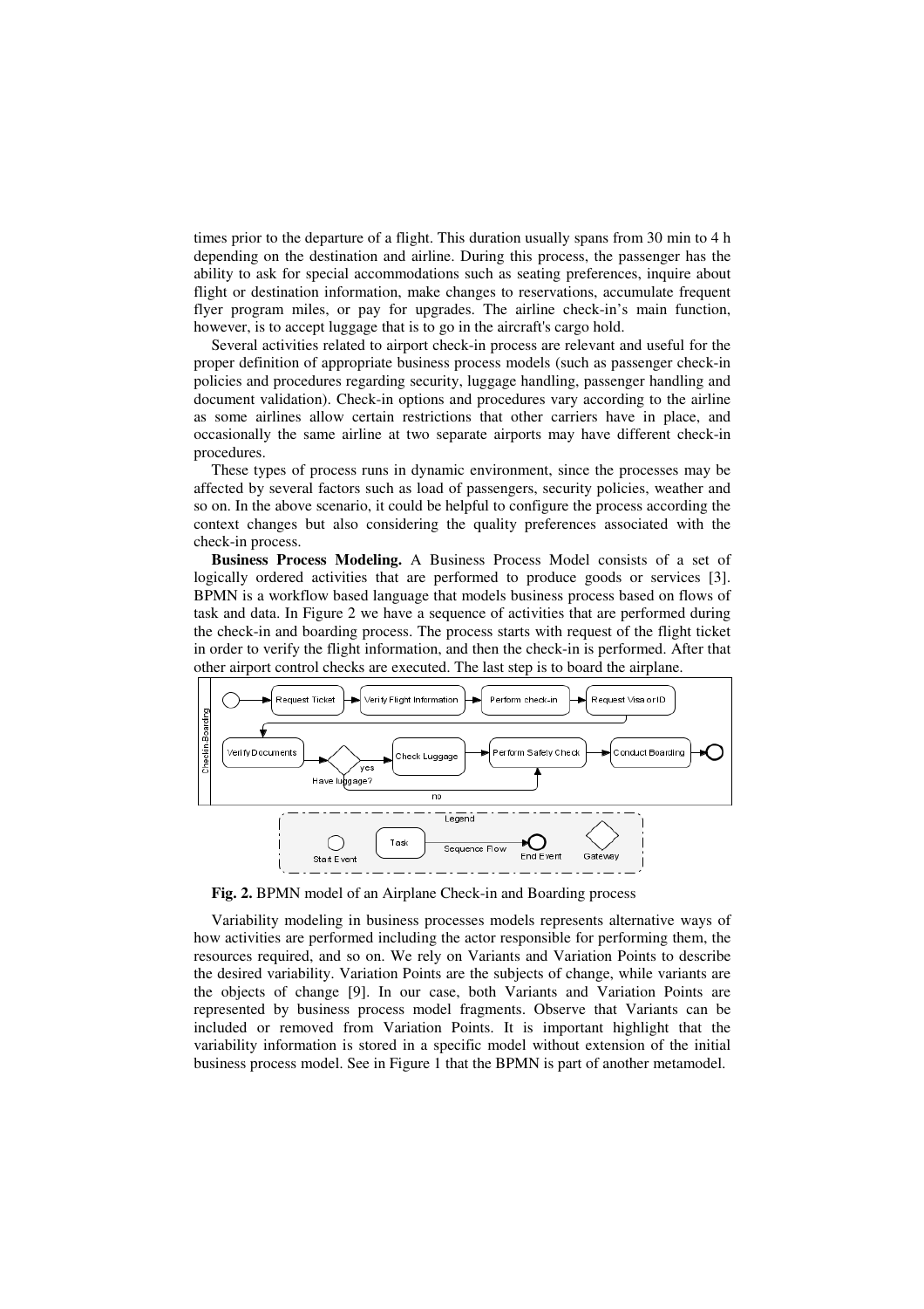times prior to the departure of a flight. This duration usually spans from 30 min to 4 h depending on the destination and airline. During this process, the passenger has the ability to ask for special accommodations such as seating preferences, inquire about flight or destination information, make changes to reservations, accumulate frequent flyer program miles, or pay for upgrades. The airline check-in's main function, however, is to accept luggage that is to go in the aircraft's cargo hold.

Several activities related to airport check-in process are relevant and useful for the proper definition of appropriate business process models (such as passenger check-in policies and procedures regarding security, luggage handling, passenger handling and document validation). Check-in options and procedures vary according to the airline as some airlines allow certain restrictions that other carriers have in place, and occasionally the same airline at two separate airports may have different check-in procedures.

These types of process runs in dynamic environment, since the processes may be affected by several factors such as load of passengers, security policies, weather and so on. In the above scenario, it could be helpful to configure the process according the context changes but also considering the quality preferences associated with the check-in process.

**Business Process Modeling.** A Business Process Model consists of a set of logically ordered activities that are performed to produce goods or services [3]. BPMN is a workflow based language that models business process based on flows of task and data. In Figure 2 we have a sequence of activities that are performed during the check-in and boarding process. The process starts with request of the flight ticket in order to verify the flight information, and then the check-in is performed. After that other airport control checks are executed. The last step is to board the airplane.

Checkin-Boarding
Request Ticket
Verify Flight Information
Perform check-in
Request Visa or ID
Verify Documents
Have luggage?
yes
no
Check Luggage
Perform Safety Check
Conduct Boarding

Legend
Start Event
Task
Sequence Flow
End Event
Gateway

**Fig. 2.** BPMN model of an Airplane Check-in and Boarding process

Variability modeling in business processes models represents alternative ways of how activities are performed including the actor responsible for performing them, the resources required, and so on. We rely on Variants and Variation Points to describe the desired variability. Variation Points are the subjects of change, while variants are the objects of change [9]. In our case, both Variants and Variation Points are represented by business process model fragments. Observe that Variants can be included or removed from Variation Points. It is important highlight that the variability information is stored in a specific model without extension of the initial business process model. See in Figure 1 that the BPMN is part of another metamodel.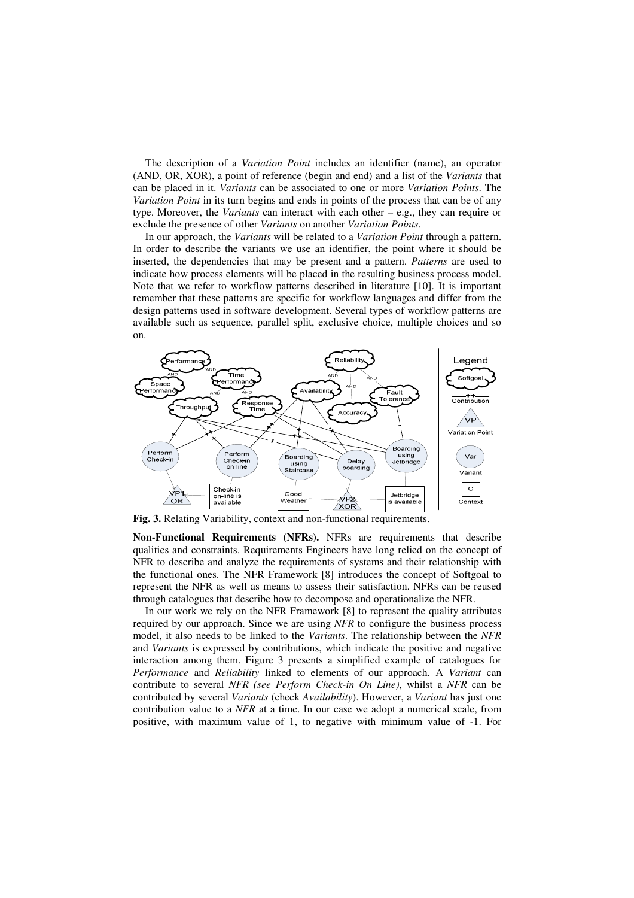The description of a *Variation Point* includes an identifier (name), an operator (AND, OR, XOR), a point of reference (begin and end) and a list of the *Variants* that can be placed in it. *Variants* can be associated to one or more *Variation Points*. The *Variation Point* in its turn begins and ends in points of the process that can be of any type. Moreover, the *Variants* can interact with each other – e.g., they can require or exclude the presence of other *Variants* on another *Variation Points*.

In our approach, the *Variants* will be related to a *Variation Point* through a pattern. In order to describe the variants we use an identifier, the point where it should be inserted, the dependencies that may be present and a pattern. *Patterns* are used to indicate how process elements will be placed in the resulting business process model. Note that we refer to workflow patterns described in literature [10]. It is important remember that these patterns are specific for workflow languages and differ from the design patterns used in software development. Several types of workflow patterns are available such as sequence, parallel split, exclusive choice, multiple choices and so on.

Performance
AND
AND
Time Performance
Space Performance
AND
AND
Throughput
Response Time
Reliability
AND
AND
AND
Availability
Fault Tolerance
Accuracy
Perform Check-in
Perform Check-in on line
Boarding using Staircase
Delay boarding
Boarding using Jetbridge
VP1 OR
Check-in on-line is available
Good Weather
VP2 XOR
Jetbridge is available
Legend
Softgoal
++
Contribution
VP
Variation Point
Var
Variant
C
Context

**Fig. 3.** Relating Variability, context and non-functional requirements.

**Non-Functional Requirements (NFRs).** NFRs are requirements that describe qualities and constraints. Requirements Engineers have long relied on the concept of NFR to describe and analyze the requirements of systems and their relationship with the functional ones. The NFR Framework [8] introduces the concept of Softgoal to represent the NFR as well as means to assess their satisfaction. NFRs can be reused through catalogues that describe how to decompose and operationalize the NFR.

In our work we rely on the NFR Framework [8] to represent the quality attributes required by our approach. Since we are using *NFR* to configure the business process model, it also needs to be linked to the *Variants*. The relationship between the *NFR* and *Variants* is expressed by contributions, which indicate the positive and negative interaction among them. Figure 3 presents a simplified example of catalogues for *Performance* and *Reliability* linked to elements of our approach. A *Variant* can contribute to several *NFR (see Perform Check-in On Line)*, whilst a *NFR* can be contributed by several *Variants* (check *Availability*). However, a *Variant* has just one contribution value to a *NFR* at a time. In our case we adopt a numerical scale, from positive, with maximum value of 1, to negative with minimum value of -1. For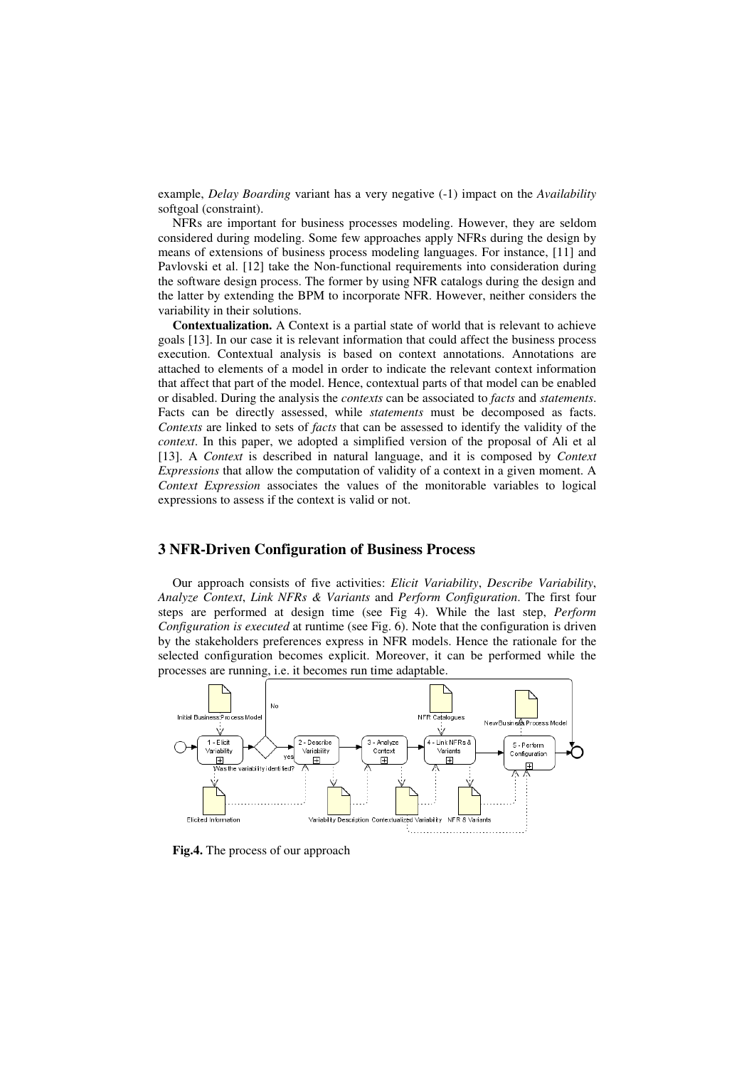example, *Delay Boarding* variant has a very negative (-1) impact on the *Availability* softgoal (constraint).

NFRs are important for business processes modeling. However, they are seldom considered during modeling. Some few approaches apply NFRs during the design by means of extensions of business process modeling languages. For instance, [11] and Pavlovski et al. [12] take the Non-functional requirements into consideration during the software design process. The former by using NFR catalogs during the design and the latter by extending the BPM to incorporate NFR. However, neither considers the variability in their solutions.

**Contextualization.** A Context is a partial state of world that is relevant to achieve goals [13]. In our case it is relevant information that could affect the business process execution. Contextual analysis is based on context annotations. Annotations are attached to elements of a model in order to indicate the relevant context information that affect that part of the model. Hence, contextual parts of that model can be enabled or disabled. During the analysis the *contexts* can be associated to *facts* and *statements*. Facts can be directly assessed, while *statements* must be decomposed as facts. *Contexts* are linked to sets of *facts* that can be assessed to identify the validity of the *context*. In this paper, we adopted a simplified version of the proposal of Ali et al [13]. A *Context* is described in natural language, and it is composed by *Context Expressions* that allow the computation of validity of a context in a given moment. A *Context Expression* associates the values of the monitorable variables to logical expressions to assess if the context is valid or not.

## 3 NFR-Driven Configuration of Business Process

Our approach consists of five activities: *Elicit Variability*, *Describe Variability*, *Analyze Context*, *Link NFRs & Variants* and *Perform Configuration*. The first four steps are performed at design time (see Fig 4). While the last step, *Perform Configuration is executed* at runtime (see Fig. 6). Note that the configuration is driven by the stakeholders preferences express in NFR models. Hence the rationale for the selected configuration becomes explicit. Moreover, it can be performed while the processes are running, i.e. it becomes run time adaptable.

**Fig.4.** The process of our approach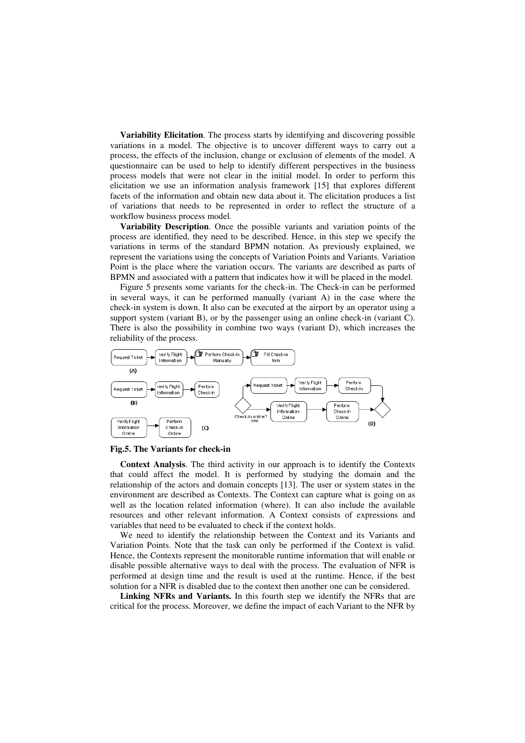**Variability Elicitation**. The process starts by identifying and discovering possible variations in a model. The objective is to uncover different ways to carry out a process, the effects of the inclusion, change or exclusion of elements of the model. A questionnaire can be used to help to identify different perspectives in the business process models that were not clear in the initial model. In order to perform this elicitation we use an information analysis framework [15] that explores different facets of the information and obtain new data about it. The elicitation produces a list of variations that needs to be represented in order to reflect the structure of a workflow business process model.

**Variability Description**. Once the possible variants and variation points of the process are identified, they need to be described. Hence, in this step we specify the variations in terms of the standard BPMN notation. As previously explained, we represent the variations using the concepts of Variation Points and Variants. Variation Point is the place where the variation occurs. The variants are described as parts of BPMN and associated with a pattern that indicates how it will be placed in the model.

Figure 5 presents some variants for the check-in. The Check-in can be performed in several ways, it can be performed manually (variant A) in the case where the check-in system is down. It also can be executed at the airport by an operator using a support system (variant B), or by the passenger using an online check-in (variant C). There is also the possibility in combine two ways (variant D), which increases the reliability of the process.

Request Ticket → Verify Flight Information → Perform Check-in Manually → Fill Check-in form
(A)

Request Ticket → Verify Flight Information → Perform Check-in
(B)

Verify Flight Information Online → Perform Check-in Online
(C)

Request Ticket → Verify Flight Information → Perform Check-in
Check-in online? yes → Verify Flight Information Online → Perform Check-in Online
(D)

**Fig.5. The Variants for check-in**

**Context Analysis**. The third activity in our approach is to identify the Contexts that could affect the model. It is performed by studying the domain and the relationship of the actors and domain concepts [13]. The user or system states in the environment are described as Contexts. The Context can capture what is going on as well as the location related information (where). It can also include the available resources and other relevant information. A Context consists of expressions and variables that need to be evaluated to check if the context holds.

We need to identify the relationship between the Context and its Variants and Variation Points. Note that the task can only be performed if the Context is valid. Hence, the Contexts represent the monitorable runtime information that will enable or disable possible alternative ways to deal with the process. The evaluation of NFR is performed at design time and the result is used at the runtime. Hence, if the best solution for a NFR is disabled due to the context then another one can be considered.

**Linking NFRs and Variants.** In this fourth step we identify the NFRs that are critical for the process. Moreover, we define the impact of each Variant to the NFR by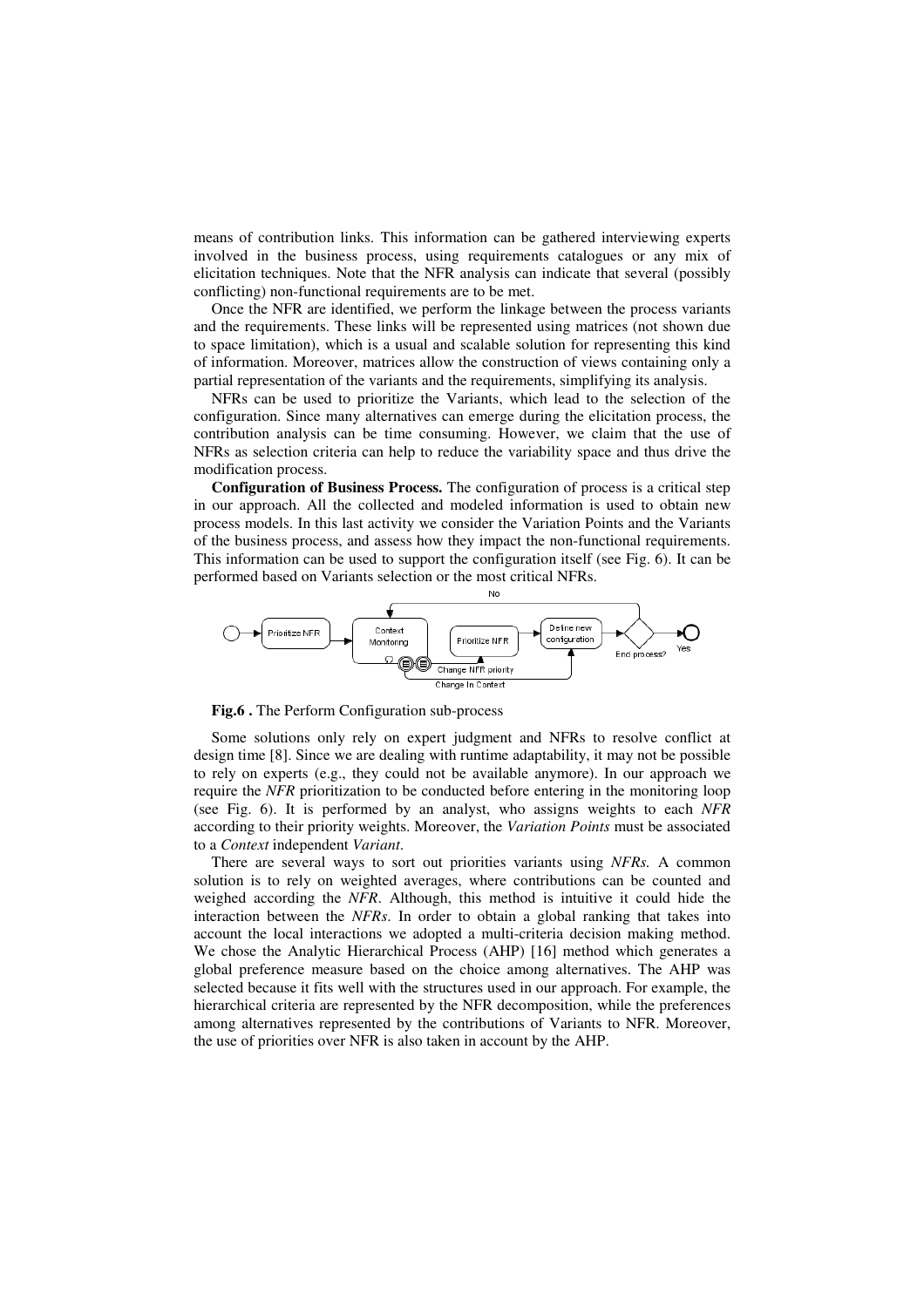means of contribution links. This information can be gathered interviewing experts involved in the business process, using requirements catalogues or any mix of elicitation techniques. Note that the NFR analysis can indicate that several (possibly conflicting) non-functional requirements are to be met.

Once the NFR are identified, we perform the linkage between the process variants and the requirements. These links will be represented using matrices (not shown due to space limitation), which is a usual and scalable solution for representing this kind of information. Moreover, matrices allow the construction of views containing only a partial representation of the variants and the requirements, simplifying its analysis.

NFRs can be used to prioritize the Variants, which lead to the selection of the configuration. Since many alternatives can emerge during the elicitation process, the contribution analysis can be time consuming. However, we claim that the use of NFRs as selection criteria can help to reduce the variability space and thus drive the modification process.

**Configuration of Business Process.** The configuration of process is a critical step in our approach. All the collected and modeled information is used to obtain new process models. In this last activity we consider the Variation Points and the Variants of the business process, and assess how they impact the non-functional requirements. This information can be used to support the configuration itself (see Fig. 6). It can be performed based on Variants selection or the most critical NFRs.

No

Prioritize NFR

Context Monitoring

Prioritize NFR

Define new configuration

End process?

Yes

Change NFR priority

Change In Context

**Fig.6 .** The Perform Configuration sub-process

Some solutions only rely on expert judgment and NFRs to resolve conflict at design time [8]. Since we are dealing with runtime adaptability, it may not be possible to rely on experts (e.g., they could not be available anymore). In our approach we require the *NFR* prioritization to be conducted before entering in the monitoring loop (see Fig. 6). It is performed by an analyst, who assigns weights to each *NFR* according to their priority weights. Moreover, the *Variation Points* must be associated to a *Context* independent *Variant*.

There are several ways to sort out priorities variants using *NFRs.* A common solution is to rely on weighted averages, where contributions can be counted and weighed according the *NFR*. Although, this method is intuitive it could hide the interaction between the *NFRs*. In order to obtain a global ranking that takes into account the local interactions we adopted a multi-criteria decision making method. We chose the Analytic Hierarchical Process (AHP) [16] method which generates a global preference measure based on the choice among alternatives. The AHP was selected because it fits well with the structures used in our approach. For example, the hierarchical criteria are represented by the NFR decomposition, while the preferences among alternatives represented by the contributions of Variants to NFR. Moreover, the use of priorities over NFR is also taken in account by the AHP.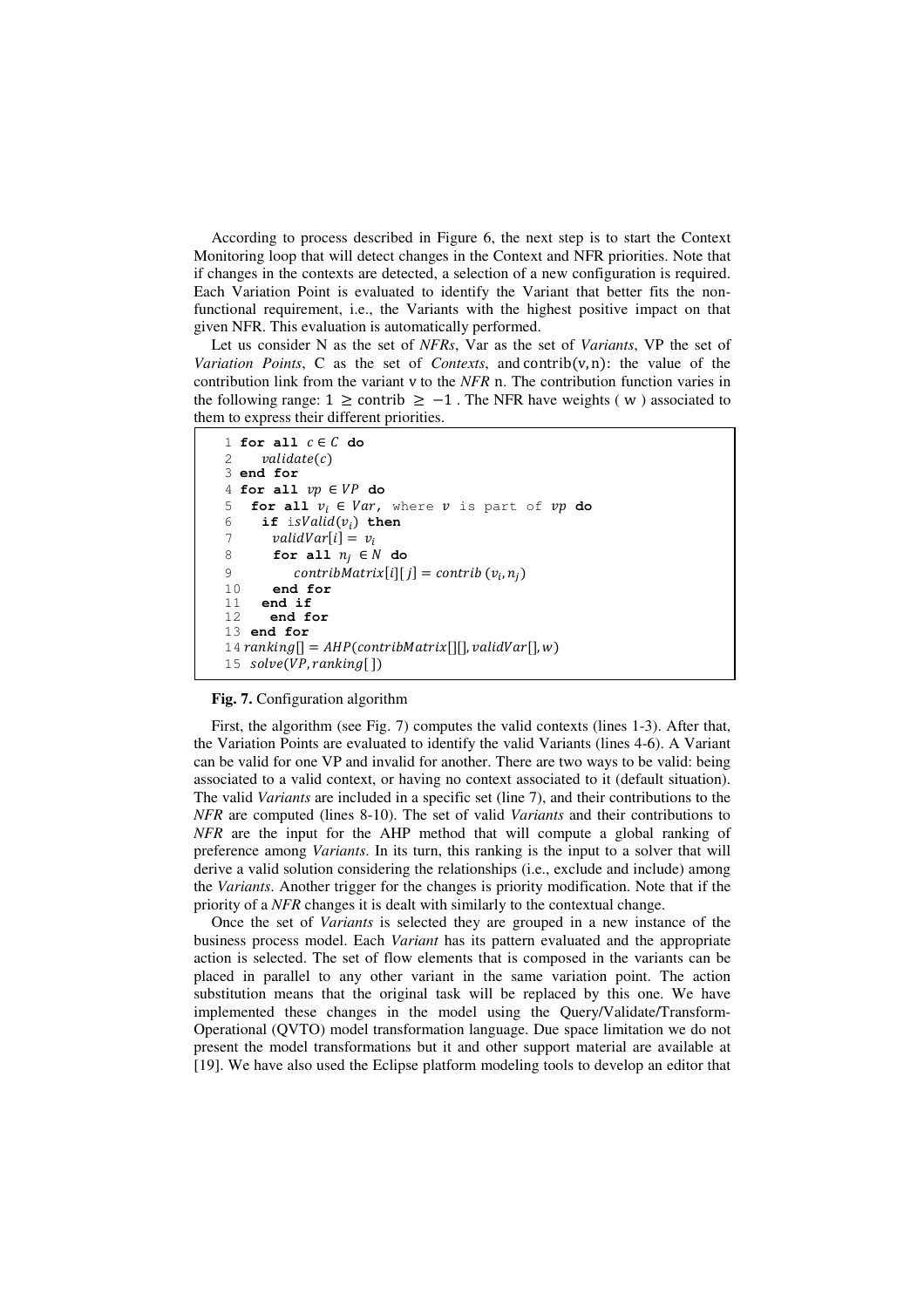According to process described in Figure 6, the next step is to start the Context Monitoring loop that will detect changes in the Context and NFR priorities. Note that if changes in the contexts are detected, a selection of a new configuration is required. Each Variation Point is evaluated to identify the Variant that better fits the non-functional requirement, i.e., the Variants with the highest positive impact on that given NFR. This evaluation is automatically performed.

Let us consider N as the set of *NFRs*, Var as the set of *Variants*, VP the set of *Variation Points*, C as the set of *Contexts*, and contrib(v, n): the value of the contribution link from the variant v to the *NFR* n. The contribution function varies in the following range: $1 \geq \text{contrib} \geq -1$ . The NFR have weights ( w ) associated to them to express their different priorities.

```
1 for all c ∈ C do
2    validate(c)
3 end for
4 for all vp ∈ VP do
5  for all v_i ∈ Var, where v is part of vp do
6    if isValid(v_i) then
7     validVar[i] = v_i
8     for all n_j ∈ N do
9        contribMatrix[i][j] = contrib (v_i, n_j)
10    end for
11   end if
12   end for
13 end for
14 ranking[] = AHP(contribMatrix[][], validVar[], w)
15 solve(VP, ranking[])
```

**Fig. 7.** Configuration algorithm

First, the algorithm (see Fig. 7) computes the valid contexts (lines 1-3). After that, the Variation Points are evaluated to identify the valid Variants (lines 4-6). A Variant can be valid for one VP and invalid for another. There are two ways to be valid: being associated to a valid context, or having no context associated to it (default situation). The valid *Variants* are included in a specific set (line 7), and their contributions to the *NFR* are computed (lines 8-10). The set of valid *Variants* and their contributions to *NFR* are the input for the AHP method that will compute a global ranking of preference among *Variants*. In its turn, this ranking is the input to a solver that will derive a valid solution considering the relationships (i.e., exclude and include) among the *Variants*. Another trigger for the changes is priority modification. Note that if the priority of a *NFR* changes it is dealt with similarly to the contextual change.

Once the set of *Variants* is selected they are grouped in a new instance of the business process model. Each *Variant* has its pattern evaluated and the appropriate action is selected. The set of flow elements that is composed in the variants can be placed in parallel to any other variant in the same variation point. The action substitution means that the original task will be replaced by this one. We have implemented these changes in the model using the Query/Validate/Transform-Operational (QVTO) model transformation language. Due space limitation we do not present the model transformations but it and other support material are available at [19]. We have also used the Eclipse platform modeling tools to develop an editor that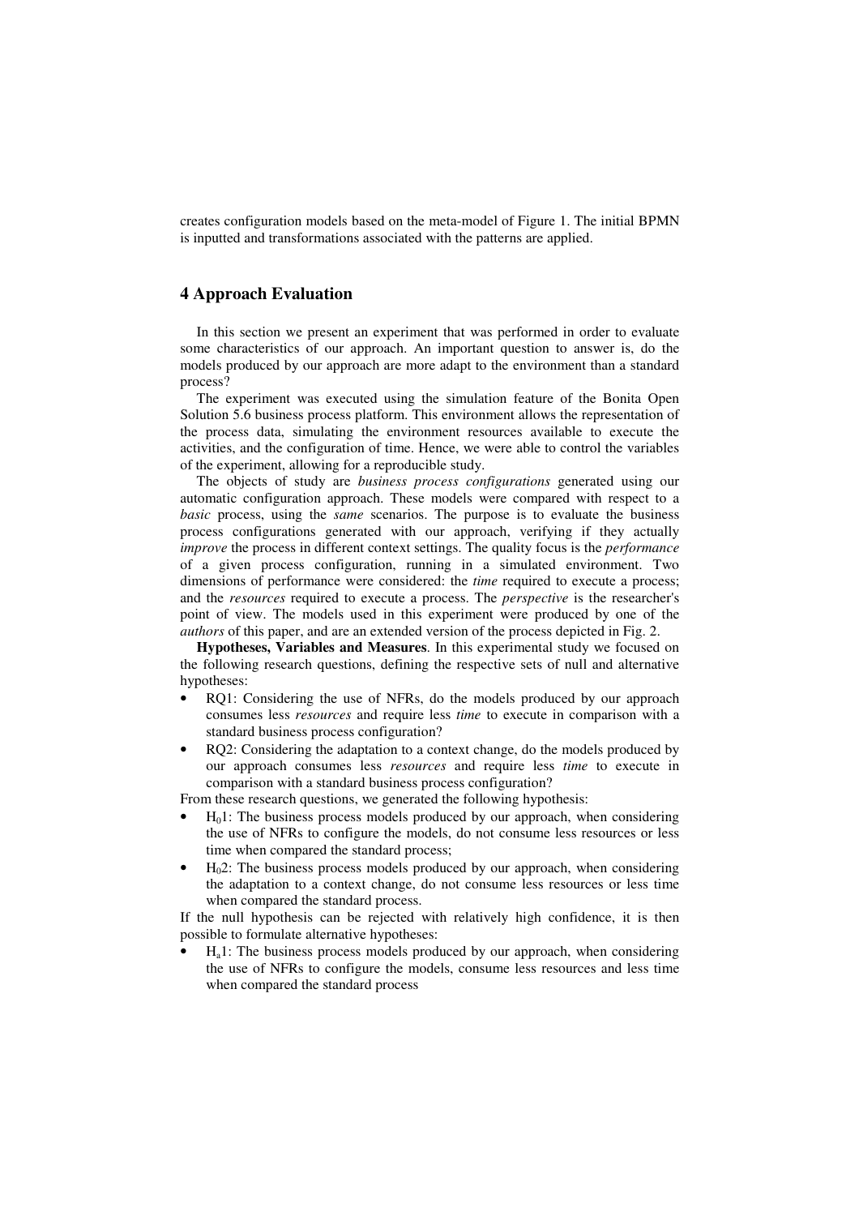creates configuration models based on the meta-model of Figure 1. The initial BPMN is inputted and transformations associated with the patterns are applied.

## 4 Approach Evaluation

In this section we present an experiment that was performed in order to evaluate some characteristics of our approach. An important question to answer is, do the models produced by our approach are more adapt to the environment than a standard process?

The experiment was executed using the simulation feature of the Bonita Open Solution 5.6 business process platform. This environment allows the representation of the process data, simulating the environment resources available to execute the activities, and the configuration of time. Hence, we were able to control the variables of the experiment, allowing for a reproducible study.

The objects of study are *business process configurations* generated using our automatic configuration approach. These models were compared with respect to a *basic* process, using the *same* scenarios. The purpose is to evaluate the business process configurations generated with our approach, verifying if they actually *improve* the process in different context settings. The quality focus is the *performance* of a given process configuration, running in a simulated environment. Two dimensions of performance were considered: the *time* required to execute a process; and the *resources* required to execute a process. The *perspective* is the researcher's point of view. The models used in this experiment were produced by one of the *authors* of this paper, and are an extended version of the process depicted in Fig. 2.

**Hypotheses, Variables and Measures**. In this experimental study we focused on the following research questions, defining the respective sets of null and alternative hypotheses:

- RQ1: Considering the use of NFRs, do the models produced by our approach consumes less *resources* and require less *time* to execute in comparison with a standard business process configuration?
- RQ2: Considering the adaptation to a context change, do the models produced by our approach consumes less *resources* and require less *time* to execute in comparison with a standard business process configuration?

From these research questions, we generated the following hypothesis:

- $H_0 1$: The business process models produced by our approach, when considering the use of NFRs to configure the models, do not consume less resources or less time when compared the standard process;
- $H_0 2$: The business process models produced by our approach, when considering the adaptation to a context change, do not consume less resources or less time when compared the standard process.

If the null hypothesis can be rejected with relatively high confidence, it is then possible to formulate alternative hypotheses:

- $H_a 1$: The business process models produced by our approach, when considering the use of NFRs to configure the models, consume less resources and less time when compared the standard process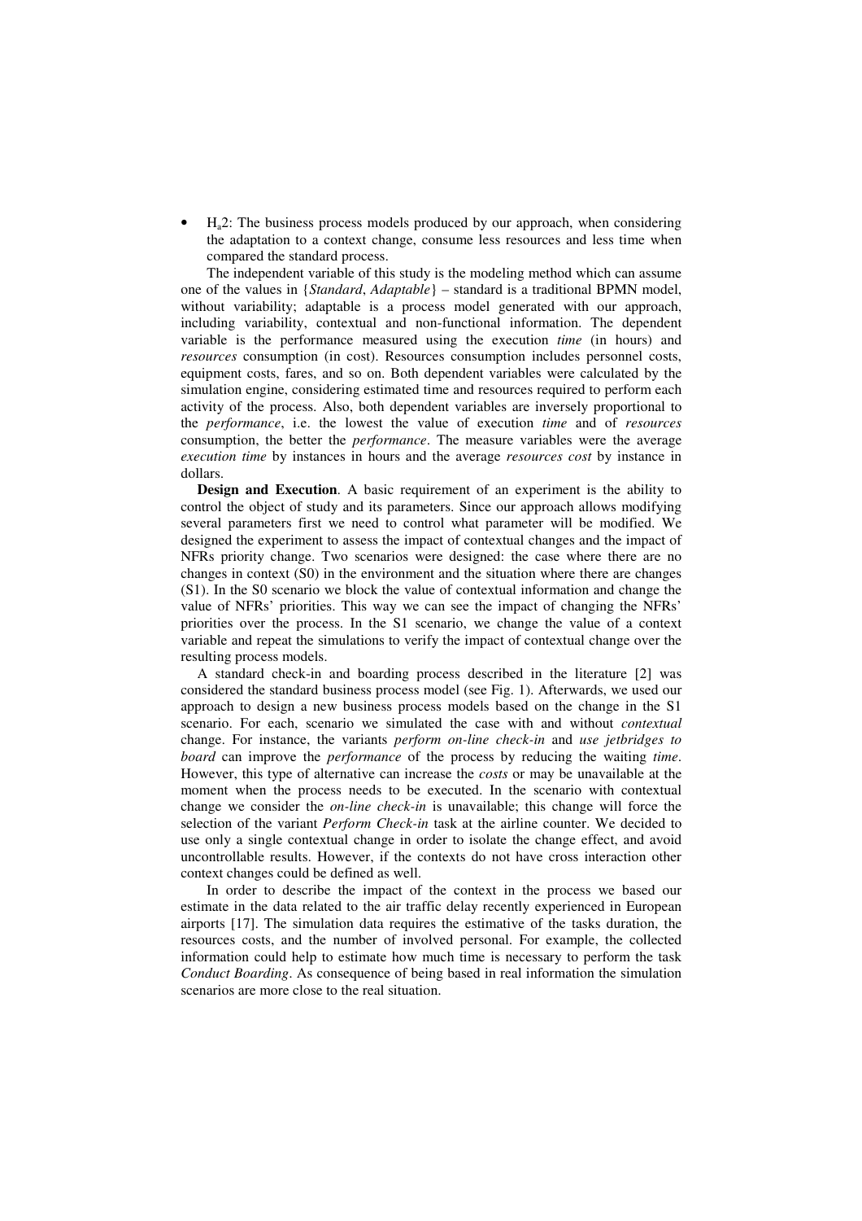- $H_a2$: The business process models produced by our approach, when considering the adaptation to a context change, consume less resources and less time when compared the standard process.

The independent variable of this study is the modeling method which can assume one of the values in {*Standard*, *Adaptable*} – standard is a traditional BPMN model, without variability; adaptable is a process model generated with our approach, including variability, contextual and non-functional information. The dependent variable is the performance measured using the execution *time* (in hours) and *resources* consumption (in cost). Resources consumption includes personnel costs, equipment costs, fares, and so on. Both dependent variables were calculated by the simulation engine, considering estimated time and resources required to perform each activity of the process. Also, both dependent variables are inversely proportional to the *performance*, i.e. the lowest the value of execution *time* and of *resources* consumption, the better the *performance*. The measure variables were the average *execution time* by instances in hours and the average *resources cost* by instance in dollars.

**Design and Execution**. A basic requirement of an experiment is the ability to control the object of study and its parameters. Since our approach allows modifying several parameters first we need to control what parameter will be modified. We designed the experiment to assess the impact of contextual changes and the impact of NFRs priority change. Two scenarios were designed: the case where there are no changes in context (S0) in the environment and the situation where there are changes (S1). In the S0 scenario we block the value of contextual information and change the value of NFRs' priorities. This way we can see the impact of changing the NFRs' priorities over the process. In the S1 scenario, we change the value of a context variable and repeat the simulations to verify the impact of contextual change over the resulting process models.

A standard check-in and boarding process described in the literature [2] was considered the standard business process model (see Fig. 1). Afterwards, we used our approach to design a new business process models based on the change in the S1 scenario. For each, scenario we simulated the case with and without *contextual* change. For instance, the variants *perform on-line check-in* and *use jetbridges to board* can improve the *performance* of the process by reducing the waiting *time*. However, this type of alternative can increase the *costs* or may be unavailable at the moment when the process needs to be executed. In the scenario with contextual change we consider the *on-line check-in* is unavailable; this change will force the selection of the variant *Perform Check-in* task at the airline counter. We decided to use only a single contextual change in order to isolate the change effect, and avoid uncontrollable results. However, if the contexts do not have cross interaction other context changes could be defined as well.

In order to describe the impact of the context in the process we based our estimate in the data related to the air traffic delay recently experienced in European airports [17]. The simulation data requires the estimative of the tasks duration, the resources costs, and the number of involved personal. For example, the collected information could help to estimate how much time is necessary to perform the task *Conduct Boarding*. As consequence of being based in real information the simulation scenarios are more close to the real situation.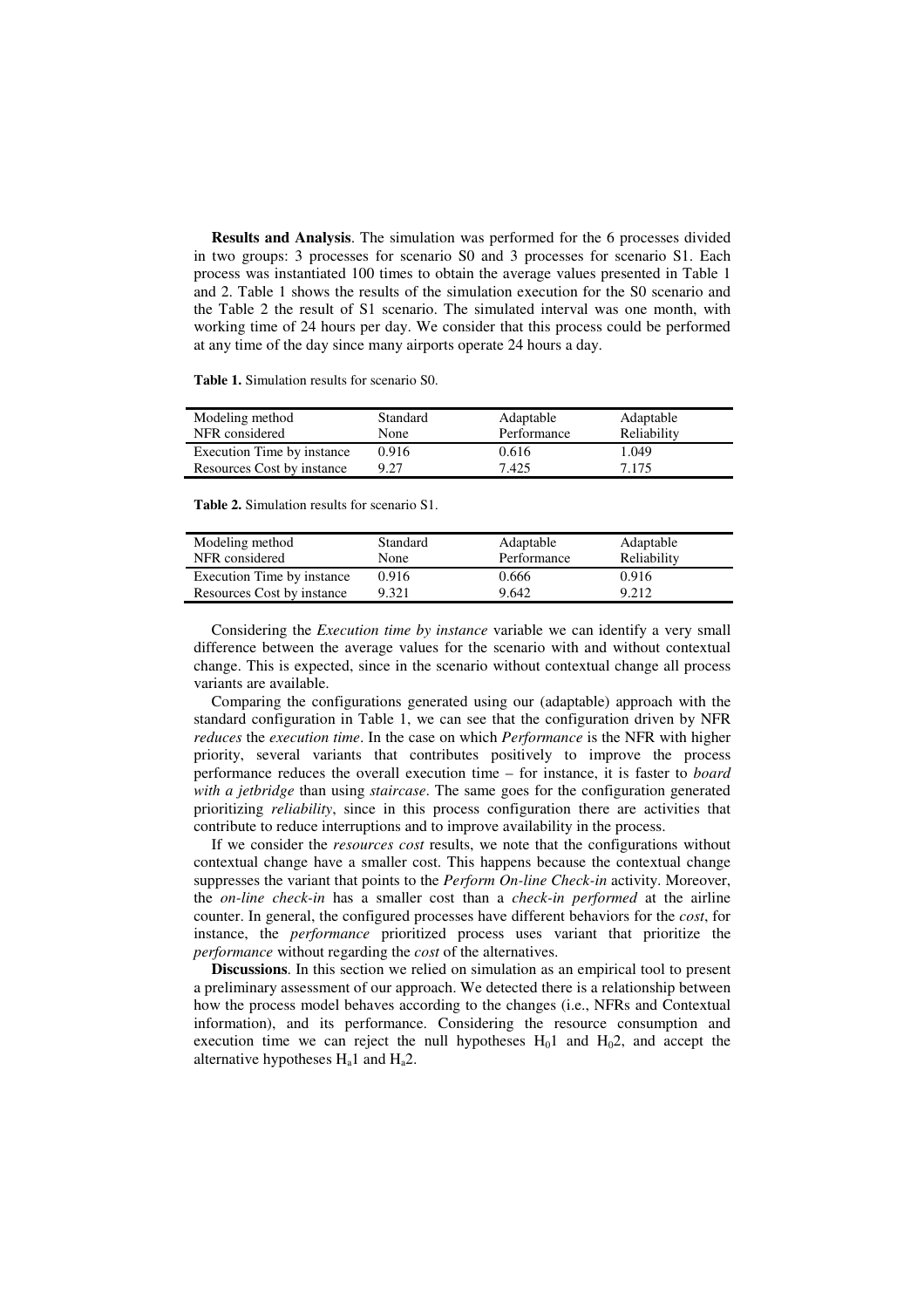**Results and Analysis**. The simulation was performed for the 6 processes divided in two groups: 3 processes for scenario S0 and 3 processes for scenario S1. Each process was instantiated 100 times to obtain the average values presented in Table 1 and 2. Table 1 shows the results of the simulation execution for the S0 scenario and the Table 2 the result of S1 scenario. The simulated interval was one month, with working time of 24 hours per day. We consider that this process could be performed at any time of the day since many airports operate 24 hours a day.

**Table 1.** Simulation results for scenario S0.

| Modeling method<br>NFR considered | Standard<br>None | Adaptable<br>Performance | Adaptable<br>Reliability |
|---|---|---|---|
| Execution Time by instance | 0.916 | 0.616 | 1.049 |
| Resources Cost by instance | 9.27 | 7.425 | 7.175 |

**Table 2.** Simulation results for scenario S1.

| Modeling method<br>NFR considered | Standard<br>None | Adaptable<br>Performance | Adaptable<br>Reliability |
|---|---|---|---|
| Execution Time by instance | 0.916 | 0.666 | 0.916 |
| Resources Cost by instance | 9.321 | 9.642 | 9.212 |

Considering the *Execution time by instance* variable we can identify a very small difference between the average values for the scenario with and without contextual change. This is expected, since in the scenario without contextual change all process variants are available.

Comparing the configurations generated using our (adaptable) approach with the standard configuration in Table 1, we can see that the configuration driven by NFR *reduces* the *execution time*. In the case on which *Performance* is the NFR with higher priority, several variants that contributes positively to improve the process performance reduces the overall execution time – for instance, it is faster to *board with a jetbridge* than using *staircase*. The same goes for the configuration generated prioritizing *reliability*, since in this process configuration there are activities that contribute to reduce interruptions and to improve availability in the process.

If we consider the *resources cost* results, we note that the configurations without contextual change have a smaller cost. This happens because the contextual change suppresses the variant that points to the *Perform On-line Check-in* activity. Moreover, the *on-line check-in* has a smaller cost than a *check-in performed* at the airline counter. In general, the configured processes have different behaviors for the *cost*, for instance, the *performance* prioritized process uses variant that prioritize the *performance* without regarding the *cost* of the alternatives.

**Discussions**. In this section we relied on simulation as an empirical tool to present a preliminary assessment of our approach. We detected there is a relationship between how the process model behaves according to the changes (i.e., NFRs and Contextual information), and its performance. Considering the resource consumption and execution time we can reject the null hypotheses $H_01$ and $H_02$, and accept the alternative hypotheses $H_a1$ and $H_a2$.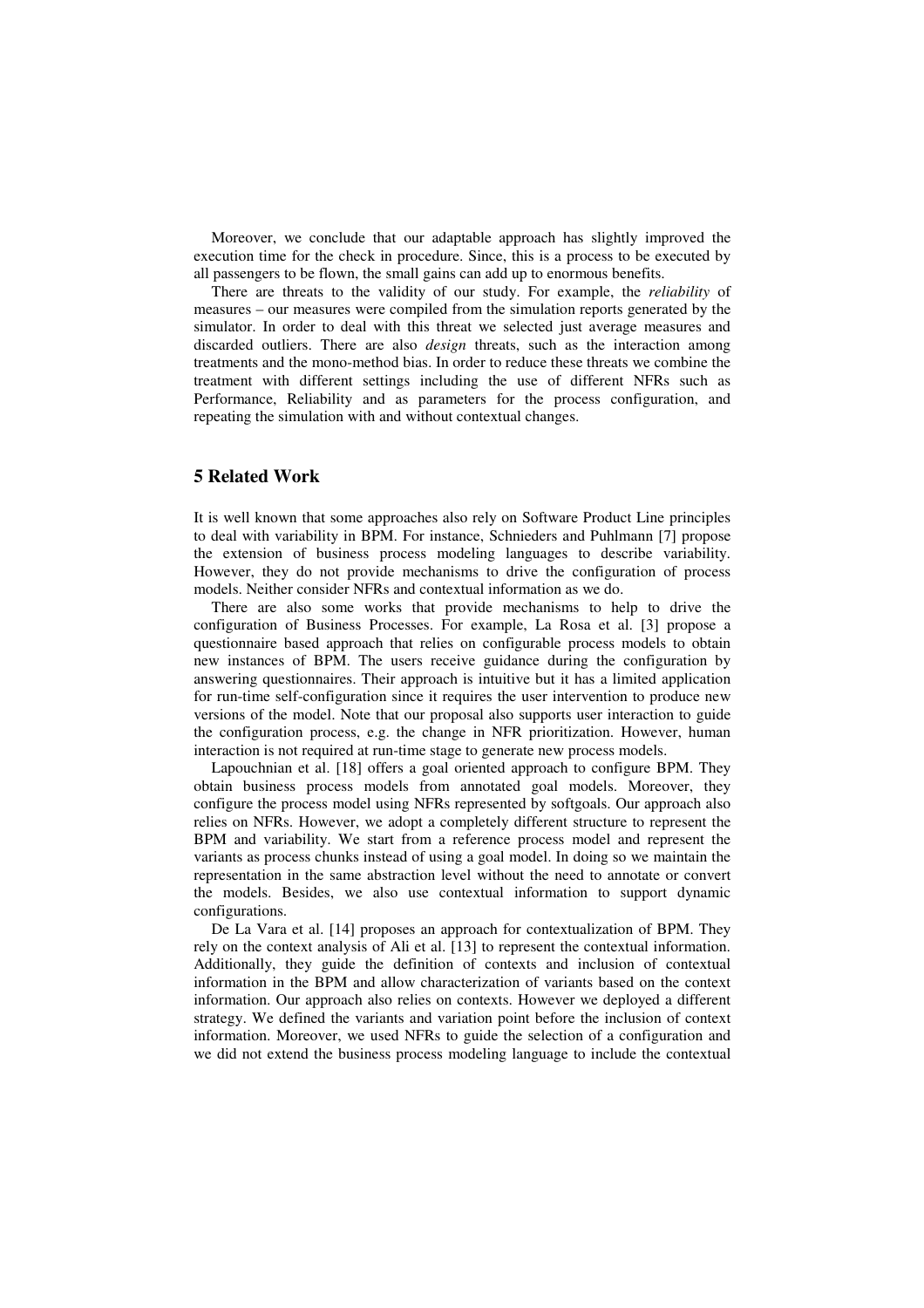Moreover, we conclude that our adaptable approach has slightly improved the execution time for the check in procedure. Since, this is a process to be executed by all passengers to be flown, the small gains can add up to enormous benefits.

There are threats to the validity of our study. For example, the *reliability* of measures – our measures were compiled from the simulation reports generated by the simulator. In order to deal with this threat we selected just average measures and discarded outliers. There are also *design* threats, such as the interaction among treatments and the mono-method bias. In order to reduce these threats we combine the treatment with different settings including the use of different NFRs such as Performance, Reliability and as parameters for the process configuration, and repeating the simulation with and without contextual changes.

## 5 Related Work

It is well known that some approaches also rely on Software Product Line principles to deal with variability in BPM. For instance, Schnieders and Puhlmann [7] propose the extension of business process modeling languages to describe variability. However, they do not provide mechanisms to drive the configuration of process models. Neither consider NFRs and contextual information as we do.

There are also some works that provide mechanisms to help to drive the configuration of Business Processes. For example, La Rosa et al. [3] propose a questionnaire based approach that relies on configurable process models to obtain new instances of BPM. The users receive guidance during the configuration by answering questionnaires. Their approach is intuitive but it has a limited application for run-time self-configuration since it requires the user intervention to produce new versions of the model. Note that our proposal also supports user interaction to guide the configuration process, e.g. the change in NFR prioritization. However, human interaction is not required at run-time stage to generate new process models.

Lapouchnian et al. [18] offers a goal oriented approach to configure BPM. They obtain business process models from annotated goal models. Moreover, they configure the process model using NFRs represented by softgoals. Our approach also relies on NFRs. However, we adopt a completely different structure to represent the BPM and variability. We start from a reference process model and represent the variants as process chunks instead of using a goal model. In doing so we maintain the representation in the same abstraction level without the need to annotate or convert the models. Besides, we also use contextual information to support dynamic configurations.

De La Vara et al. [14] proposes an approach for contextualization of BPM. They rely on the context analysis of Ali et al. [13] to represent the contextual information. Additionally, they guide the definition of contexts and inclusion of contextual information in the BPM and allow characterization of variants based on the context information. Our approach also relies on contexts. However we deployed a different strategy. We defined the variants and variation point before the inclusion of context information. Moreover, we used NFRs to guide the selection of a configuration and we did not extend the business process modeling language to include the contextual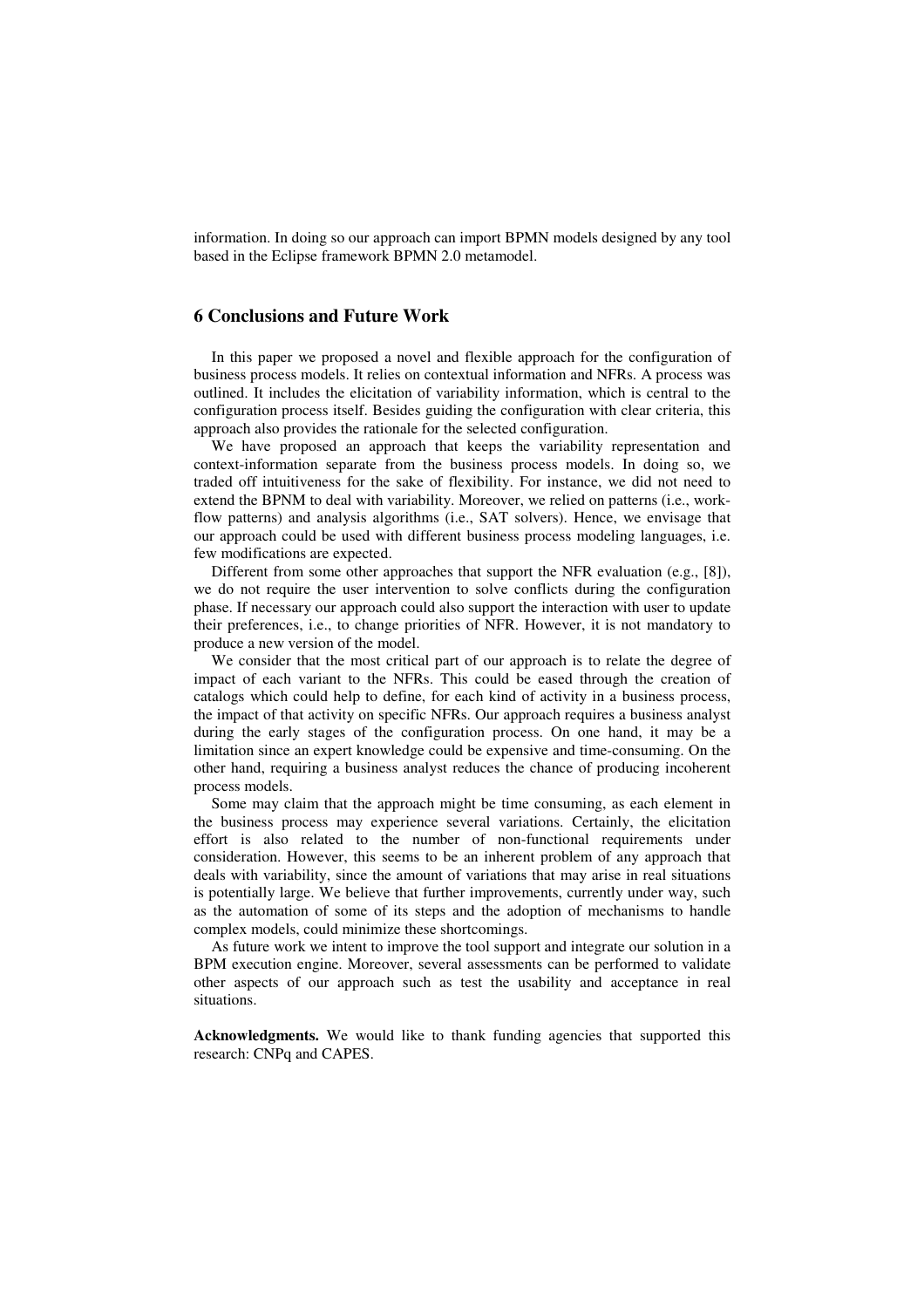information. In doing so our approach can import BPMN models designed by any tool based in the Eclipse framework BPMN 2.0 metamodel.

## 6 Conclusions and Future Work

In this paper we proposed a novel and flexible approach for the configuration of business process models. It relies on contextual information and NFRs. A process was outlined. It includes the elicitation of variability information, which is central to the configuration process itself. Besides guiding the configuration with clear criteria, this approach also provides the rationale for the selected configuration.

We have proposed an approach that keeps the variability representation and context-information separate from the business process models. In doing so, we traded off intuitiveness for the sake of flexibility. For instance, we did not need to extend the BPNM to deal with variability. Moreover, we relied on patterns (i.e., work-flow patterns) and analysis algorithms (i.e., SAT solvers). Hence, we envisage that our approach could be used with different business process modeling languages, i.e. few modifications are expected.

Different from some other approaches that support the NFR evaluation (e.g., [8]), we do not require the user intervention to solve conflicts during the configuration phase. If necessary our approach could also support the interaction with user to update their preferences, i.e., to change priorities of NFR. However, it is not mandatory to produce a new version of the model.

We consider that the most critical part of our approach is to relate the degree of impact of each variant to the NFRs. This could be eased through the creation of catalogs which could help to define, for each kind of activity in a business process, the impact of that activity on specific NFRs. Our approach requires a business analyst during the early stages of the configuration process. On one hand, it may be a limitation since an expert knowledge could be expensive and time-consuming. On the other hand, requiring a business analyst reduces the chance of producing incoherent process models.

Some may claim that the approach might be time consuming, as each element in the business process may experience several variations. Certainly, the elicitation effort is also related to the number of non-functional requirements under consideration. However, this seems to be an inherent problem of any approach that deals with variability, since the amount of variations that may arise in real situations is potentially large. We believe that further improvements, currently under way, such as the automation of some of its steps and the adoption of mechanisms to handle complex models, could minimize these shortcomings.

As future work we intent to improve the tool support and integrate our solution in a BPM execution engine. Moreover, several assessments can be performed to validate other aspects of our approach such as test the usability and acceptance in real situations.

**Acknowledgments.** We would like to thank funding agencies that supported this research: CNPq and CAPES.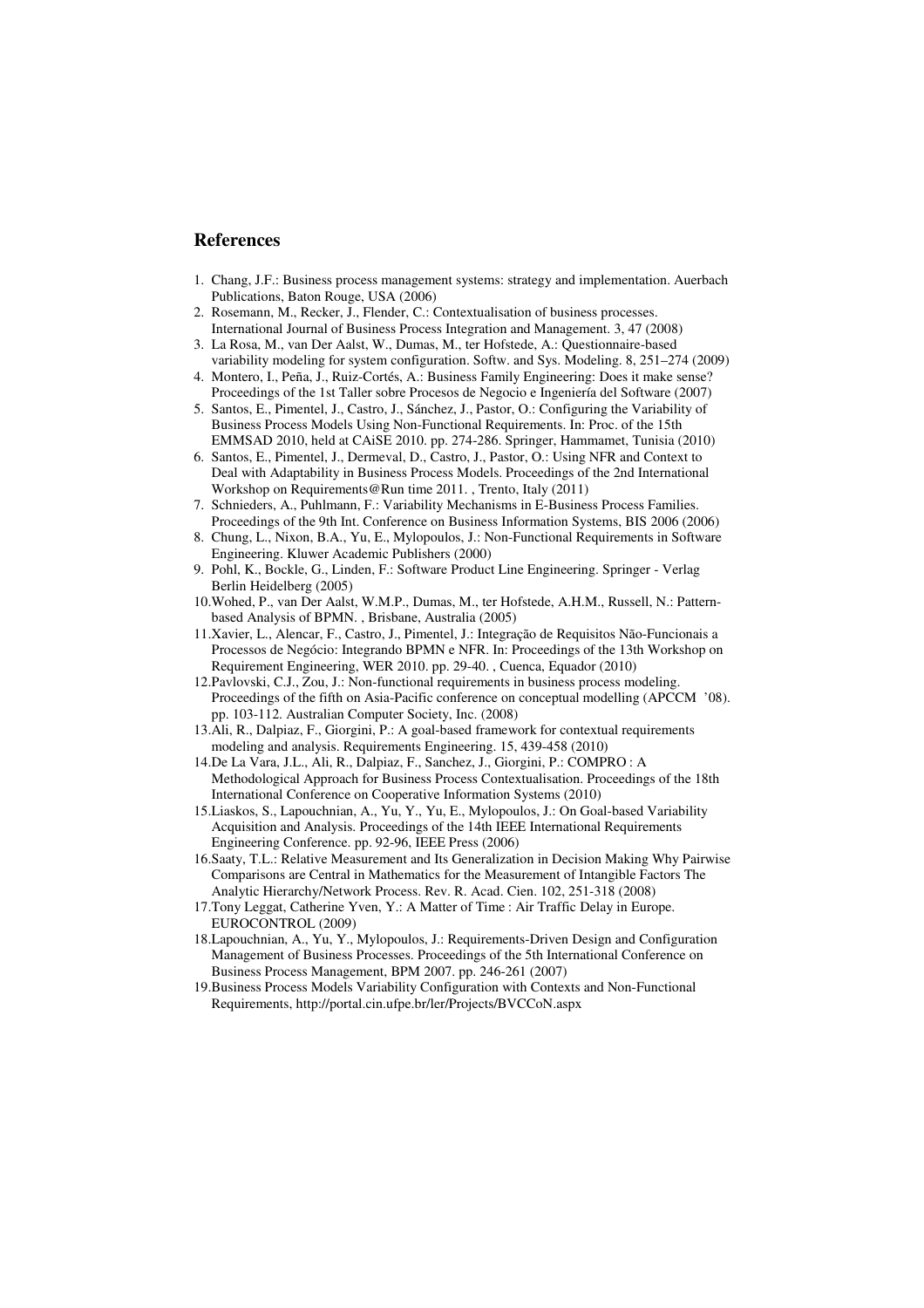## References

1. Chang, J.F.: Business process management systems: strategy and implementation. Auerbach Publications, Baton Rouge, USA (2006)
2. Rosemann, M., Recker, J., Flender, C.: Contextualisation of business processes. International Journal of Business Process Integration and Management. 3, 47 (2008)
3. La Rosa, M., van Der Aalst, W., Dumas, M., ter Hofstede, A.: Questionnaire-based variability modeling for system configuration. Softw. and Sys. Modeling. 8, 251–274 (2009)
4. Montero, I., Peña, J., Ruiz-Cortés, A.: Business Family Engineering: Does it make sense? Proceedings of the 1st Taller sobre Procesos de Negocio e Ingeniería del Software (2007)
5. Santos, E., Pimentel, J., Castro, J., Sánchez, J., Pastor, O.: Configuring the Variability of Business Process Models Using Non-Functional Requirements. In: Proc. of the 15th EMMSAD 2010, held at CAiSE 2010. pp. 274-286. Springer, Hammamet, Tunisia (2010)
6. Santos, E., Pimentel, J., Dermeval, D., Castro, J., Pastor, O.: Using NFR and Context to Deal with Adaptability in Business Process Models. Proceedings of the 2nd International Workshop on Requirements@Run time 2011. , Trento, Italy (2011)
7. Schnieders, A., Puhlmann, F.: Variability Mechanisms in E-Business Process Families. Proceedings of the 9th Int. Conference on Business Information Systems, BIS 2006 (2006)
8. Chung, L., Nixon, B.A., Yu, E., Mylopoulos, J.: Non-Functional Requirements in Software Engineering. Kluwer Academic Publishers (2000)
9. Pohl, K., Bockle, G., Linden, F.: Software Product Line Engineering. Springer - Verlag Berlin Heidelberg (2005)
10. Wohed, P., van Der Aalst, W.M.P., Dumas, M., ter Hofstede, A.H.M., Russell, N.: Pattern-based Analysis of BPMN. , Brisbane, Australia (2005)
11. Xavier, L., Alencar, F., Castro, J., Pimentel, J.: Integração de Requisitos Não-Funcionais a Processos de Negócio: Integrando BPMN e NFR. In: Proceedings of the 13th Workshop on Requirement Engineering, WER 2010. pp. 29-40. , Cuenca, Equador (2010)
12. Pavlovski, C.J., Zou, J.: Non-functional requirements in business process modeling. Proceedings of the fifth on Asia-Pacific conference on conceptual modelling (APCCM '08). pp. 103-112. Australian Computer Society, Inc. (2008)
13. Ali, R., Dalpiaz, F., Giorgini, P.: A goal-based framework for contextual requirements modeling and analysis. Requirements Engineering. 15, 439-458 (2010)
14. De La Vara, J.L., Ali, R., Dalpiaz, F., Sanchez, J., Giorgini, P.: COMPRO : A Methodological Approach for Business Process Contextualisation. Proceedings of the 18th International Conference on Cooperative Information Systems (2010)
15. Liaskos, S., Lapouchnian, A., Yu, Y., Yu, E., Mylopoulos, J.: On Goal-based Variability Acquisition and Analysis. Proceedings of the 14th IEEE International Requirements Engineering Conference. pp. 92-96, IEEE Press (2006)
16. Saaty, T.L.: Relative Measurement and Its Generalization in Decision Making Why Pairwise Comparisons are Central in Mathematics for the Measurement of Intangible Factors The Analytic Hierarchy/Network Process. Rev. R. Acad. Cien. 102, 251-318 (2008)
17. Tony Leggat, Catherine Yven, Y.: A Matter of Time : Air Traffic Delay in Europe. EUROCONTROL (2009)
18. Lapouchnian, A., Yu, Y., Mylopoulos, J.: Requirements-Driven Design and Configuration Management of Business Processes. Proceedings of the 5th International Conference on Business Process Management, BPM 2007. pp. 246-261 (2007)
19. Business Process Models Variability Configuration with Contexts and Non-Functional Requirements, http://portal.cin.ufpe.br/ler/Projects/BVCCoN.aspx